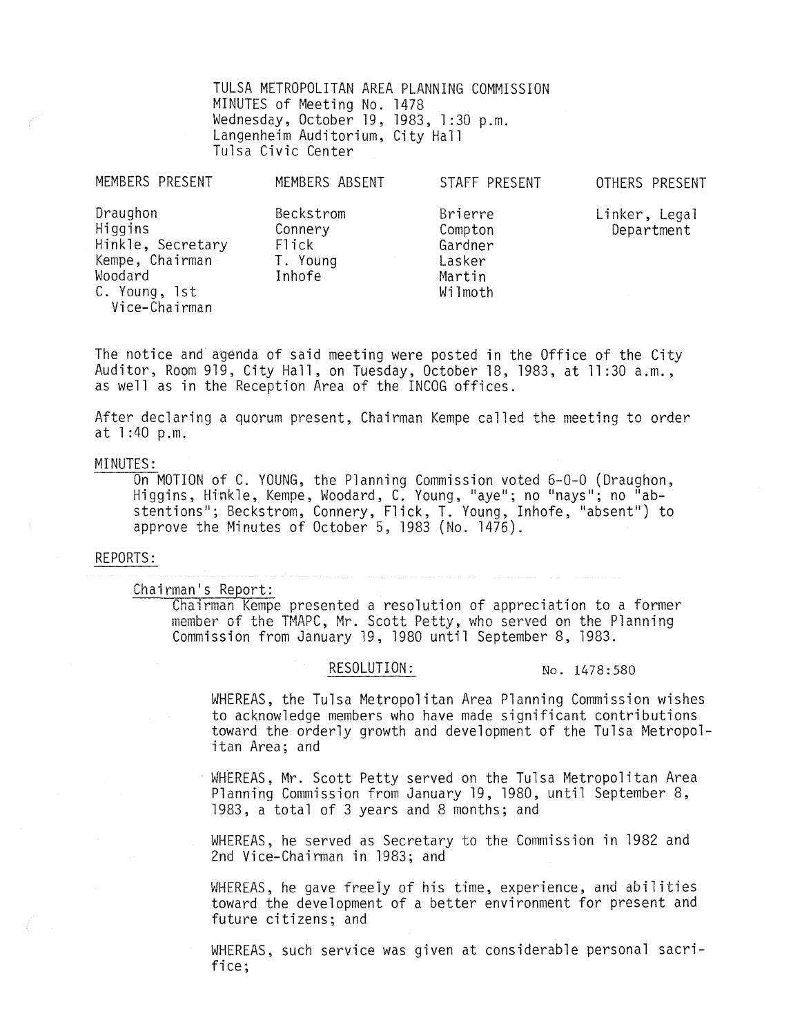TULSA METROPOLITAN AREA PLANNING COMMISSION
MINUTES of Meeting No. 1478
Wednesday, October 19, 1983, 1:30 p.m.
Langenheim Auditorium, City Hall
Tulsa Civic Center

| MEMBERS PRESENT | MEMBERS ABSENT | STAFF PRESENT | OTHERS PRESENT |
|---|---|---|---|
| Draughon | Beckstrom | Brierre | Linker, Legal Department |
| Higgins | Connery | Compton | |
| Hinkle, Secretary | Flick | Gardner | |
| Kempe, Chairman | T. Young | Lasker | |
| Woodard | Inhofe | Martin | |
| C. Young, 1st Vice-Chairman | | Wilmoth | |

The notice and agenda of said meeting were posted in the Office of the City Auditor, Room 919, City Hall, on Tuesday, October 18, 1983, at 11:30 a.m., as well as in the Reception Area of the INCOG offices.

After declaring a quorum present, Chairman Kempe called the meeting to order at 1:40 p.m.

MINUTES:

On MOTION of C. YOUNG, the Planning Commission voted 6-0-0 (Draughon, Higgins, Hinkle, Kempe, Woodard, C. Young, "aye"; no "nays"; no "abstentions"; Beckstrom, Connery, Flick, T. Young, Inhofe, "absent") to approve the Minutes of October 5, 1983 (No. 1476).

REPORTS:

Chairman's Report:

Chairman Kempe presented a resolution of appreciation to a former member of the TMAPC, Mr. Scott Petty, who served on the Planning Commission from January 19, 1980 until September 8, 1983.

RESOLUTION: No. 1478:580

WHEREAS, the Tulsa Metropolitan Area Planning Commission wishes to acknowledge members who have made significant contributions toward the orderly growth and development of the Tulsa Metropolitan Area; and

WHEREAS, Mr. Scott Petty served on the Tulsa Metropolitan Area Planning Commission from January 19, 1980, until September 8, 1983, a total of 3 years and 8 months; and

WHEREAS, he served as Secretary to the Commission in 1982 and 2nd Vice-Chairman in 1983; and

WHEREAS, he gave freely of his time, experience, and abilities toward the development of a better environment for present and future citizens; and

WHEREAS, such service was given at considerable personal sacrifice;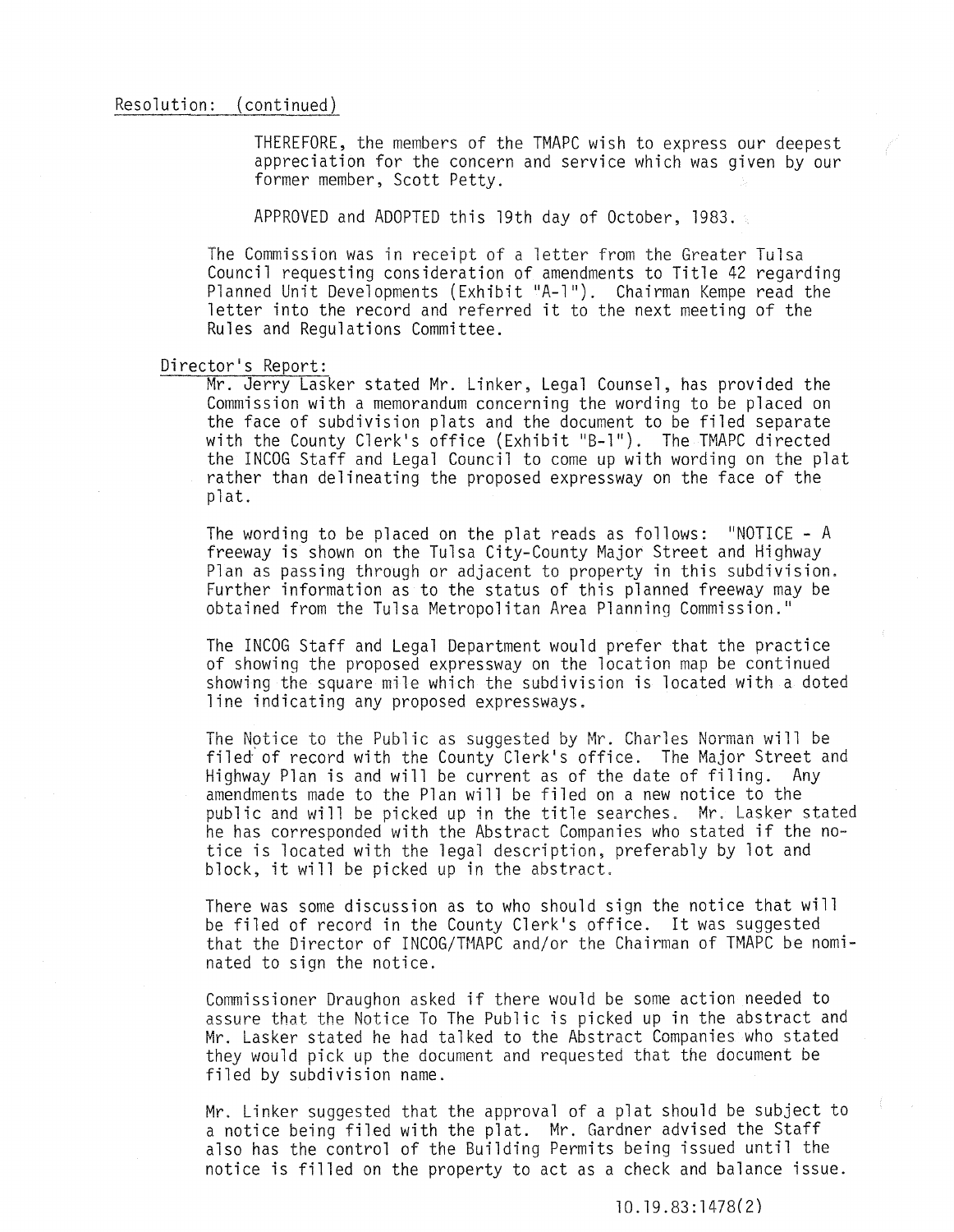Resolution: (continued)

THEREFORE, the members of the TMAPC wish to express our deepest appreciation for the concern and service which was given by our former member, Scott Petty.

APPROVED and ADOPTED this 19th day of October, 1983.

The Commission was in receipt of a letter from the Greater Tulsa Council requesting consideration of amendments to Title 42 regarding Planned Unit Developments (Exhibit "A-1"). Chairman Kempe read the letter into the record and referred it to the next meeting of the Rules and Regulations Committee.

Director's Report:

Mr. Jerry Lasker stated Mr. Linker, Legal Counsel, has provided the Commission with a memorandum concerning the wording to be placed on the face of subdivision plats and the document to be filed separate with the County Clerk's office (Exhibit "B-1"). The TMAPC directed the INCOG Staff and Legal Council to come up with wording on the plat rather than delineating the proposed expressway on the face of the plat.

The wording to be placed on the plat reads as follows: "NOTICE - A freeway is shown on the Tulsa City-County Major Street and Highway Plan as passing through or adjacent to property in this subdivision. Further information as to the status of this planned freeway may be obtained from the Tulsa Metropolitan Area Planning Commission."

The INCOG Staff and Legal Department would prefer that the practice of showing the proposed expressway on the location map be continued showing the square mile which the subdivision is located with a doted line indicating any proposed expressways.

The Notice to the Public as suggested by Mr. Charles Norman will be filed of record with the County Clerk's office. The Major Street and Highway Plan is and will be current as of the date of filing. Any amendments made to the Plan will be filed on a new notice to the public and will be picked up in the title searches. Mr. Lasker stated he has corresponded with the Abstract Companies who stated if the notice is located with the legal description, preferably by lot and block, it will be picked up in the abstract.

There was some discussion as to who should sign the notice that will be filed of record in the County Clerk's office. It was suggested that the Director of INCOG/TMAPC and/or the Chairman of TMAPC be nominated to sign the notice.

Commissioner Draughon asked if there would be some action needed to assure that the Notice To The Public is picked up in the abstract and Mr. Lasker stated he had talked to the Abstract Companies who stated they would pick up the document and requested that the document be filed by subdivision name.

Mr. Linker suggested that the approval of a plat should be subject to a notice being filed with the plat. Mr. Gardner advised the Staff also has the control of the Building Permits being issued until the notice is filled on the property to act as a check and balance issue.

10.19.83:1478(2)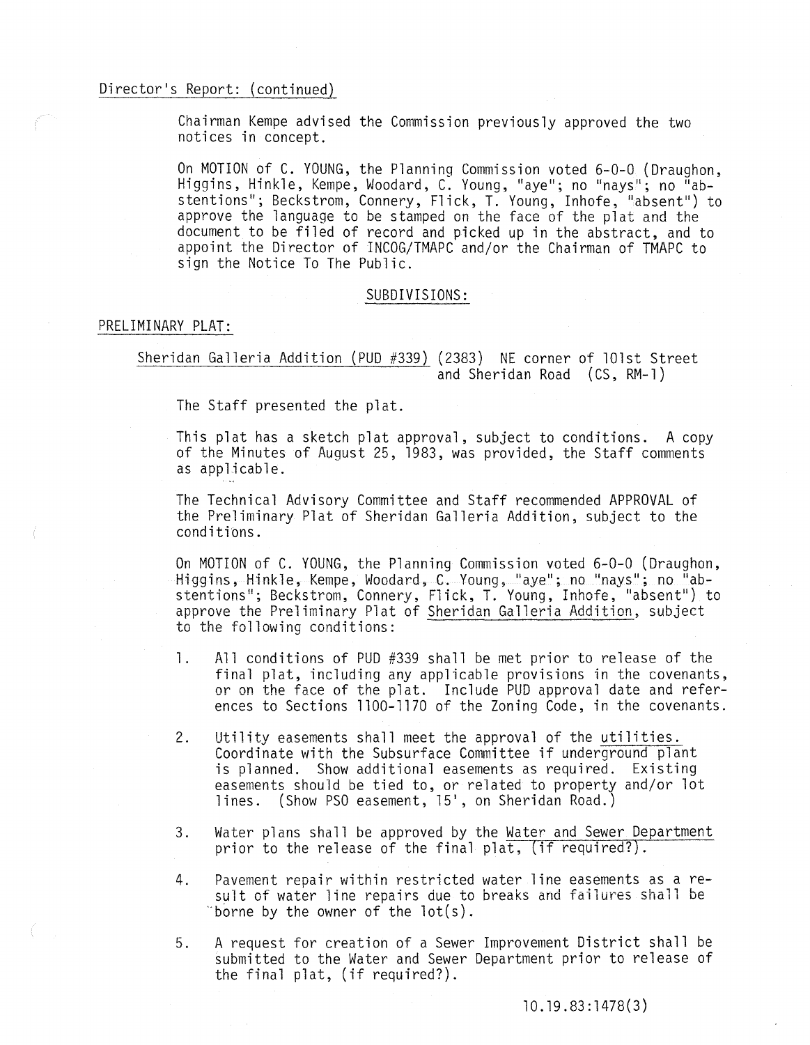Director's Report: (continued)

Chairman Kempe advised the Commission previously approved the two notices in concept.

On MOTION of C. YOUNG, the Planning Commission voted 6-0-0 (Draughon, Higgins, Hinkle, Kempe, Woodard, C. Young, "aye"; no "nays"; no "abstentions"; Beckstrom, Connery, Flick, T. Young, Inhofe, "absent") to approve the language to be stamped on the face of the plat and the document to be filed of record and picked up in the abstract, and to appoint the Director of INCOG/TMAPC and/or the Chairman of TMAPC to sign the Notice To The Public.

## SUBDIVISIONS:

### PRELIMINARY PLAT:

Sheridan Galleria Addition (PUD #339) (2383) NE corner of 101st Street and Sheridan Road (CS, RM-1)

The Staff presented the plat.

This plat has a sketch plat approval, subject to conditions. A copy of the Minutes of August 25, 1983, was provided, the Staff comments as applicable.

The Technical Advisory Committee and Staff recommended APPROVAL of the Preliminary Plat of Sheridan Galleria Addition, subject to the conditions.

On MOTION of C. YOUNG, the Planning Commission voted 6-0-0 (Draughon, Higgins, Hinkle, Kempe, Woodard, C. Young, "aye"; no "nays"; no "abstentions"; Beckstrom, Connery, Flick, T. Young, Inhofe, "absent") to approve the Preliminary Plat of Sheridan Galleria Addition, subject to the following conditions:

1. All conditions of PUD #339 shall be met prior to release of the final plat, including any applicable provisions in the covenants, or on the face of the plat. Include PUD approval date and references to Sections 1100-1170 of the Zoning Code, in the covenants.

2. Utility easements shall meet the approval of the utilities. Coordinate with the Subsurface Committee if underground plant is planned. Show additional easements as required. Existing easements should be tied to, or related to property and/or lot lines. (Show PSO easement, 15', on Sheridan Road.)

3. Water plans shall be approved by the Water and Sewer Department prior to the release of the final plat, (if required?).

4. Pavement repair within restricted water line easements as a result of water line repairs due to breaks and failures shall be borne by the owner of the lot(s).

5. A request for creation of a Sewer Improvement District shall be submitted to the Water and Sewer Department prior to release of the final plat, (if required?).

10.19.83:1478(3)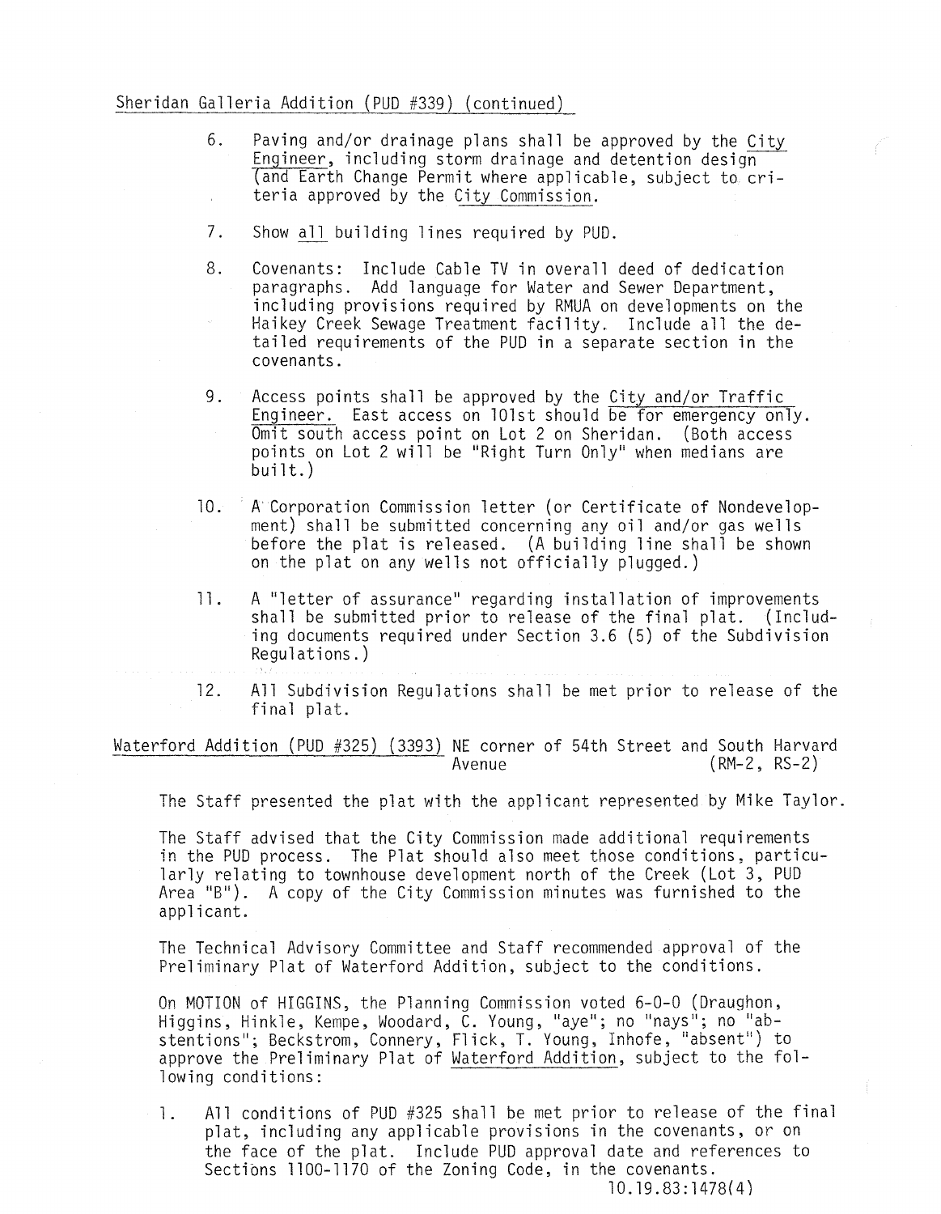Sheridan Galleria Addition (PUD #339) (continued)

6. Paving and/or drainage plans shall be approved by the City Engineer, including storm drainage and detention design (and Earth Change Permit where applicable, subject to criteria approved by the City Commission.

7. Show all building lines required by PUD.

8. Covenants: Include Cable TV in overall deed of dedication paragraphs. Add language for Water and Sewer Department, including provisions required by RMUA on developments on the Haikey Creek Sewage Treatment facility. Include all the detailed requirements of the PUD in a separate section in the covenants.

9. Access points shall be approved by the City and/or Traffic Engineer. East access on 101st should be for emergency only. Omit south access point on Lot 2 on Sheridan. (Both access points on Lot 2 will be "Right Turn Only" when medians are built.)

10. A Corporation Commission letter (or Certificate of Nondevelopment) shall be submitted concerning any oil and/or gas wells before the plat is released. (A building line shall be shown on the plat on any wells not officially plugged.)

11. A "letter of assurance" regarding installation of improvements shall be submitted prior to release of the final plat. (Including documents required under Section 3.6 (5) of the Subdivision Regulations.)

12. All Subdivision Regulations shall be met prior to release of the final plat.

Waterford Addition (PUD #325) (3393) NE corner of 54th Street and South Harvard Avenue (RM-2, RS-2)

The Staff presented the plat with the applicant represented by Mike Taylor.

The Staff advised that the City Commission made additional requirements in the PUD process. The Plat should also meet those conditions, particularly relating to townhouse development north of the Creek (Lot 3, PUD Area "B"). A copy of the City Commission minutes was furnished to the applicant.

The Technical Advisory Committee and Staff recommended approval of the Preliminary Plat of Waterford Addition, subject to the conditions.

On MOTION of HIGGINS, the Planning Commission voted 6-0-0 (Draughon, Higgins, Hinkle, Kempe, Woodard, C. Young, "aye"; no "nays"; no "abstentions"; Beckstrom, Connery, Flick, T. Young, Inhofe, "absent") to approve the Preliminary Plat of Waterford Addition, subject to the following conditions:

1. All conditions of PUD #325 shall be met prior to release of the final plat, including any applicable provisions in the covenants, or on the face of the plat. Include PUD approval date and references to Sections 1100-1170 of the Zoning Code, in the covenants.

10.19.83:1478(4)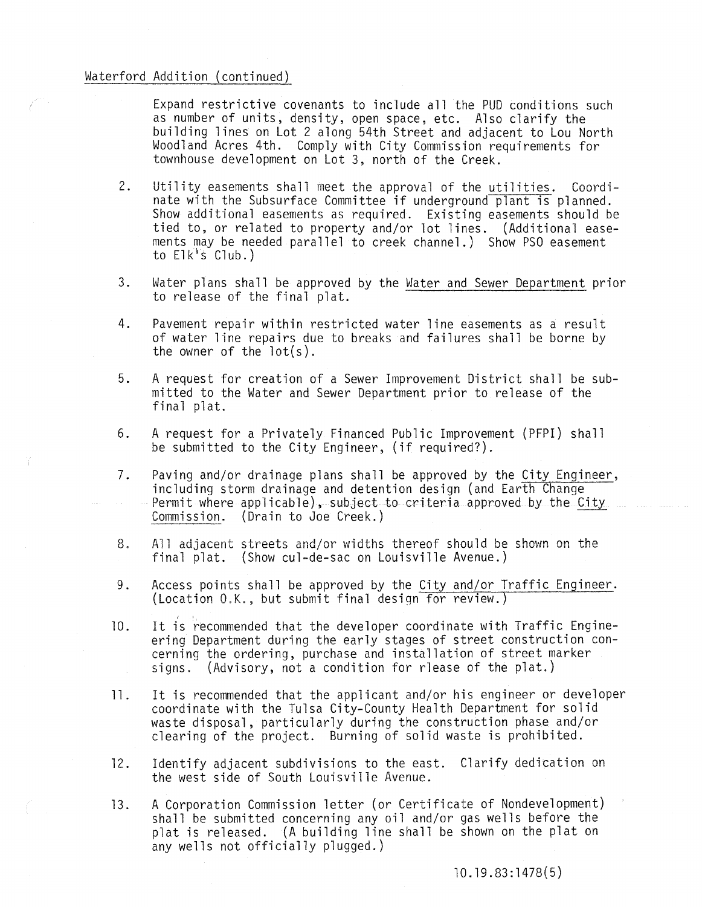Waterford Addition (continued)

Expand restrictive covenants to include all the PUD conditions such as number of units, density, open space, etc. Also clarify the building lines on Lot 2 along 54th Street and adjacent to Lou North Woodland Acres 4th. Comply with City Commission requirements for townhouse development on Lot 3, north of the Creek.

2. Utility easements shall meet the approval of the utilities. Coordinate with the Subsurface Committee if underground plant is planned. Show additional easements as required. Existing easements should be tied to, or related to property and/or lot lines. (Additional easements may be needed parallel to creek channel.) Show PSO easement to Elk's Club.)

3. Water plans shall be approved by the Water and Sewer Department prior to release of the final plat.

4. Pavement repair within restricted water line easements as a result of water line repairs due to breaks and failures shall be borne by the owner of the lot(s).

5. A request for creation of a Sewer Improvement District shall be submitted to the Water and Sewer Department prior to release of the final plat.

6. A request for a Privately Financed Public Improvement (PFPI) shall be submitted to the City Engineer, (if required?).

7. Paving and/or drainage plans shall be approved by the City Engineer, including storm drainage and detention design (and Earth Change Permit where applicable), subject to criteria approved by the City Commission. (Drain to Joe Creek.)

8. All adjacent streets and/or widths thereof should be shown on the final plat. (Show cul-de-sac on Louisville Avenue.)

9. Access points shall be approved by the City and/or Traffic Engineer. (Location O.K., but submit final design for review.)

10. It is recommended that the developer coordinate with Traffic Engineering Department during the early stages of street construction concerning the ordering, purchase and installation of street marker signs. (Advisory, not a condition for rlease of the plat.)

11. It is recommended that the applicant and/or his engineer or developer coordinate with the Tulsa City-County Health Department for solid waste disposal, particularly during the construction phase and/or clearing of the project. Burning of solid waste is prohibited.

12. Identify adjacent subdivisions to the east. Clarify dedication on the west side of South Louisville Avenue.

13. A Corporation Commission letter (or Certificate of Nondevelopment) shall be submitted concerning any oil and/or gas wells before the plat is released. (A building line shall be shown on the plat on any wells not officially plugged.)

10.19.83:1478(5)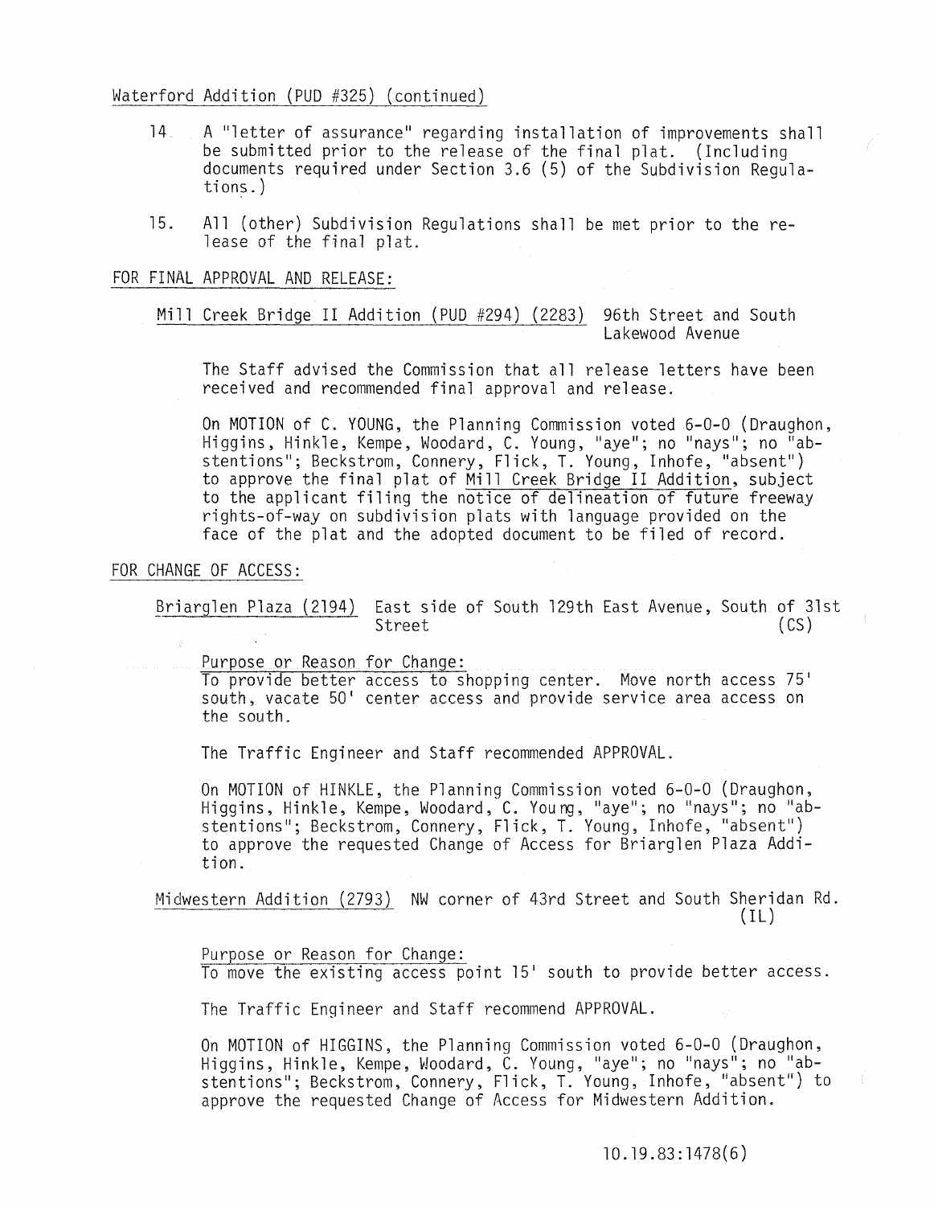Waterford Addition (PUD #325) (continued)

14. A "letter of assurance" regarding installation of improvements shall be submitted prior to the release of the final plat. (Including documents required under Section 3.6 (5) of the Subdivision Regulations.)

15. All (other) Subdivision Regulations shall be met prior to the release of the final plat.

FOR FINAL APPROVAL AND RELEASE:

Mill Creek Bridge II Addition (PUD #294) (2283) 96th Street and South Lakewood Avenue

The Staff advised the Commission that all release letters have been received and recommended final approval and release.

On MOTION of C. YOUNG, the Planning Commission voted 6-0-0 (Draughon, Higgins, Hinkle, Kempe, Woodard, C. Young, "aye"; no "nays"; no "abstentions"; Beckstrom, Connery, Flick, T. Young, Inhofe, "absent") to approve the final plat of Mill Creek Bridge II Addition, subject to the applicant filing the notice of delineation of future freeway rights-of-way on subdivision plats with language provided on the face of the plat and the adopted document to be filed of record.

FOR CHANGE OF ACCESS:

Briarglen Plaza (2194) East side of South 129th East Avenue, South of 31st Street (CS)

Purpose or Reason for Change:
To provide better access to shopping center. Move north access 75' south, vacate 50' center access and provide service area access on the south.

The Traffic Engineer and Staff recommended APPROVAL.

On MOTION of HINKLE, the Planning Commission voted 6-0-0 (Draughon, Higgins, Hinkle, Kempe, Woodard, C. Young, "aye"; no "nays"; no "abstentions"; Beckstrom, Connery, Flick, T. Young, Inhofe, "absent") to approve the requested Change of Access for Briarglen Plaza Addition.

Midwestern Addition (2793) NW corner of 43rd Street and South Sheridan Rd. (IL)

Purpose or Reason for Change:
To move the existing access point 15' south to provide better access.

The Traffic Engineer and Staff recommend APPROVAL.

On MOTION of HIGGINS, the Planning Commission voted 6-0-0 (Draughon, Higgins, Hinkle, Kempe, Woodard, C. Young, "aye"; no "nays"; no "abstentions"; Beckstrom, Connery, Flick, T. Young, Inhofe, "absent") to approve the requested Change of Access for Midwestern Addition.

10.19.83:1478(6)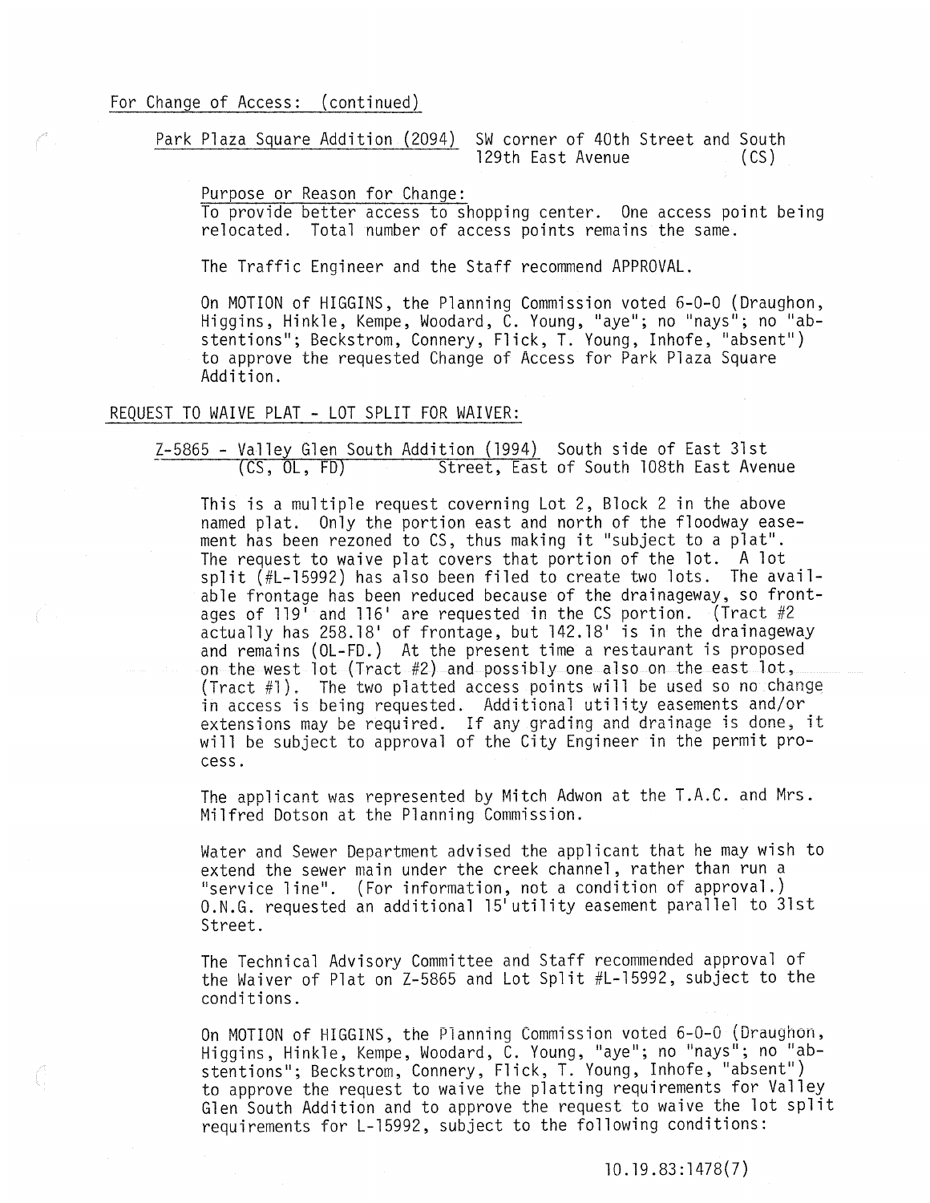For Change of Access: (continued)

Park Plaza Square Addition (2094) SW corner of 40th Street and South 129th East Avenue (CS)

Purpose or Reason for Change:
To provide better access to shopping center. One access point being relocated. Total number of access points remains the same.

The Traffic Engineer and the Staff recommend APPROVAL.

On MOTION of HIGGINS, the Planning Commission voted 6-0-0 (Draughon, Higgins, Hinkle, Kempe, Woodard, C. Young, "aye"; no "nays"; no "abstentions"; Beckstrom, Connery, Flick, T. Young, Inhofe, "absent") to approve the requested Change of Access for Park Plaza Square Addition.

REQUEST TO WAIVE PLAT - LOT SPLIT FOR WAIVER:

Z-5865 - Valley Glen South Addition (1994) South side of East 31st (CS, OL, FD) Street, East of South 108th East Avenue

This is a multiple request covering Lot 2, Block 2 in the above named plat. Only the portion east and north of the floodway easement has been rezoned to CS, thus making it "subject to a plat". The request to waive plat covers that portion of the lot. A lot split (#L-15992) has also been filed to create two lots. The available frontage has been reduced because of the drainageway, so frontages of 119' and 116' are requested in the CS portion. (Tract #2 actually has 258.18' of frontage, but 142.18' is in the drainageway and remains (OL-FD.) At the present time a restaurant is proposed on the west lot (Tract #2) and possibly one also on the east lot, (Tract #1). The two platted access points will be used so no change in access is being requested. Additional utility easements and/or extensions may be required. If any grading and drainage is done, it will be subject to approval of the City Engineer in the permit process.

The applicant was represented by Mitch Adwon at the T.A.C. and Mrs. Milfred Dotson at the Planning Commission.

Water and Sewer Department advised the applicant that he may wish to extend the sewer main under the creek channel, rather than run a "service line". (For information, not a condition of approval.) O.N.G. requested an additional 15' utility easement parallel to 31st Street.

The Technical Advisory Committee and Staff recommended approval of the Waiver of Plat on Z-5865 and Lot Split #L-15992, subject to the conditions.

On MOTION of HIGGINS, the Planning Commission voted 6-0-0 (Draughon, Higgins, Hinkle, Kempe, Woodard, C. Young, "aye"; no "nays"; no "abstentions"; Beckstrom, Connery, Flick, T. Young, Inhofe, "absent") to approve the request to waive the platting requirements for Valley Glen South Addition and to approve the request to waive the lot split requirements for L-15992, subject to the following conditions:

10.19.83:1478(7)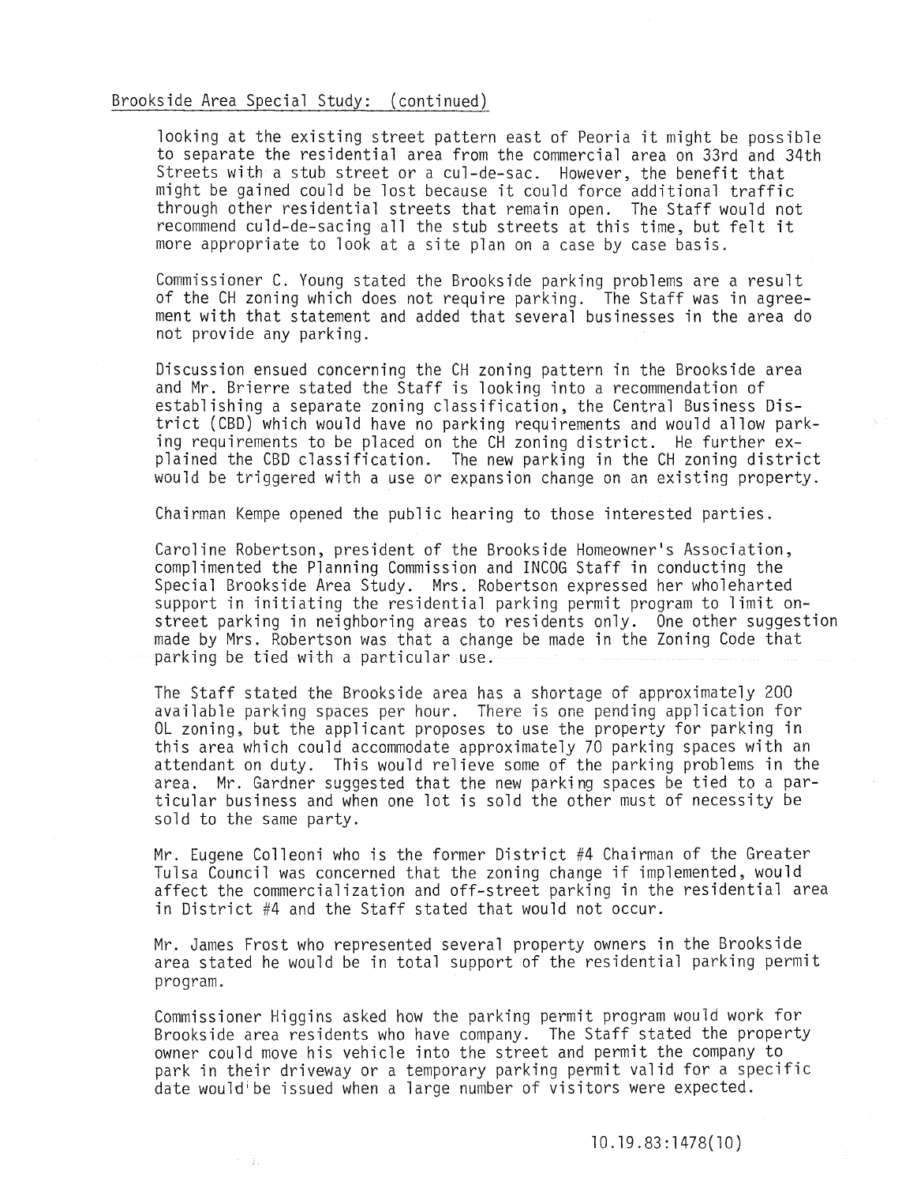Brookside Area Special Study: (continued)

looking at the existing street pattern east of Peoria it might be possible to separate the residential area from the commercial area on 33rd and 34th Streets with a stub street or a cul-de-sac. However, the benefit that might be gained could be lost because it could force additional traffic through other residential streets that remain open. The Staff would not recommend culd-de-sacing all the stub streets at this time, but felt it more appropriate to look at a site plan on a case by case basis.

Commissioner C. Young stated the Brookside parking problems are a result of the CH zoning which does not require parking. The Staff was in agreement with that statement and added that several businesses in the area do not provide any parking.

Discussion ensued concerning the CH zoning pattern in the Brookside area and Mr. Brierre stated the Staff is looking into a recommendation of establishing a separate zoning classification, the Central Business District (CBD) which would have no parking requirements and would allow parking requirements to be placed on the CH zoning district. He further explained the CBD classification. The new parking in the CH zoning district would be triggered with a use or expansion change on an existing property.

Chairman Kempe opened the public hearing to those interested parties.

Caroline Robertson, president of the Brookside Homeowner's Association, complimented the Planning Commission and INCOG Staff in conducting the Special Brookside Area Study. Mrs. Robertson expressed her wholeharted support in initiating the residential parking permit program to limit on-street parking in neighboring areas to residents only. One other suggestion made by Mrs. Robertson was that a change be made in the Zoning Code that parking be tied with a particular use.

The Staff stated the Brookside area has a shortage of approximately 200 available parking spaces per hour. There is one pending application for OL zoning, but the applicant proposes to use the property for parking in this area which could accommodate approximately 70 parking spaces with an attendant on duty. This would relieve some of the parking problems in the area. Mr. Gardner suggested that the new parking spaces be tied to a particular business and when one lot is sold the other must of necessity be sold to the same party.

Mr. Eugene Colleoni who is the former District #4 Chairman of the Greater Tulsa Council was concerned that the zoning change if implemented, would affect the commercialization and off-street parking in the residential area in District #4 and the Staff stated that would not occur.

Mr. James Frost who represented several property owners in the Brookside area stated he would be in total support of the residential parking permit program.

Commissioner Higgins asked how the parking permit program would work for Brookside area residents who have company. The Staff stated the property owner could move his vehicle into the street and permit the company to park in their driveway or a temporary parking permit valid for a specific date would be issued when a large number of visitors were expected.

10.19.83:1478(10)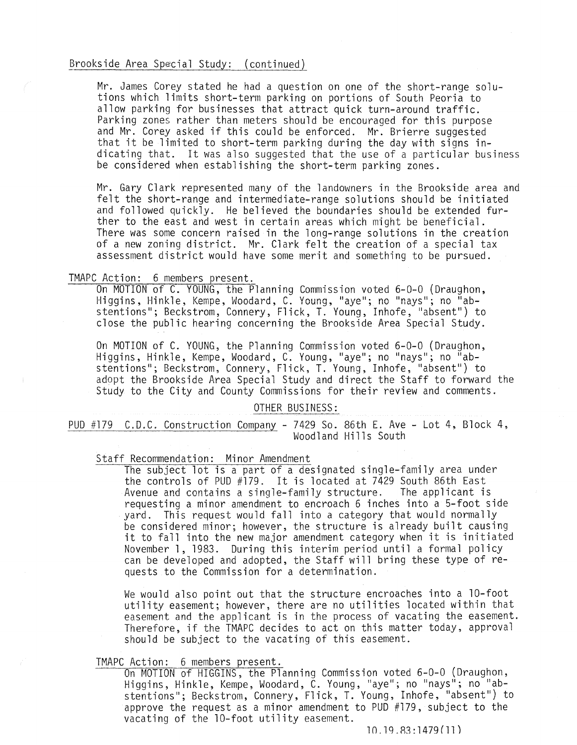Brookside Area Special Study: (continued)

Mr. James Corey stated he had a question on one of the short-range solutions which limits short-term parking on portions of South Peoria to allow parking for businesses that attract quick turn-around traffic. Parking zones rather than meters should be encouraged for this purpose and Mr. Corey asked if this could be enforced. Mr. Brierre suggested that it be limited to short-term parking during the day with signs indicating that. It was also suggested that the use of a particular business be considered when establishing the short-term parking zones.

Mr. Gary Clark represented many of the landowners in the Brookside area and felt the short-range and intermediate-range solutions should be initiated and followed quickly. He believed the boundaries should be extended further to the east and west in certain areas which might be beneficial. There was some concern raised in the long-range solutions in the creation of a new zoning district. Mr. Clark felt the creation of a special tax assessment district would have some merit and something to be pursued.

TMAPC Action: 6 members present.

On MOTION of C. YOUNG, the Planning Commission voted 6-0-0 (Draughon, Higgins, Hinkle, Kempe, Woodard, C. Young, "aye"; no "nays"; no "abstentions"; Beckstrom, Connery, Flick, T. Young, Inhofe, "absent") to close the public hearing concerning the Brookside Area Special Study.

On MOTION of C. YOUNG, the Planning Commission voted 6-0-0 (Draughon, Higgins, Hinkle, Kempe, Woodard, C. Young, "aye"; no "nays"; no "abstentions"; Beckstrom, Connery, Flick, T. Young, Inhofe, "absent") to adopt the Brookside Area Special Study and direct the Staff to forward the Study to the City and County Commissions for their review and comments.

OTHER BUSINESS:

PUD #179 C.D.C. Construction Company - 7429 So. 86th E. Ave - Lot 4, Block 4, Woodland Hills South

Staff Recommendation: Minor Amendment

The subject lot is a part of a designated single-family area under the controls of PUD #179. It is located at 7429 South 86th East Avenue and contains a single-family structure. The applicant is requesting a minor amendment to encroach 6 inches into a 5-foot side yard. This request would fall into a category that would normally be considered minor; however, the structure is already built causing it to fall into the new major amendment category when it is initiated November 1, 1983. During this interim period until a formal policy can be developed and adopted, the Staff will bring these type of requests to the Commission for a determination.

We would also point out that the structure encroaches into a 10-foot utility easement; however, there are no utilities located within that easement and the applicant is in the process of vacating the easement. Therefore, if the TMAPC decides to act on this matter today, approval should be subject to the vacating of this easement.

TMAPC Action: 6 members present.

On MOTION of HIGGINS, the Planning Commission voted 6-0-0 (Draughon, Higgins, Hinkle, Kempe, Woodard, C. Young, "aye"; no "nays"; no "abstentions"; Beckstrom, Connery, Flick, T. Young, Inhofe, "absent") to approve the request as a minor amendment to PUD #179, subject to the vacating of the 10-foot utility easement.

10.19.83:1479(11)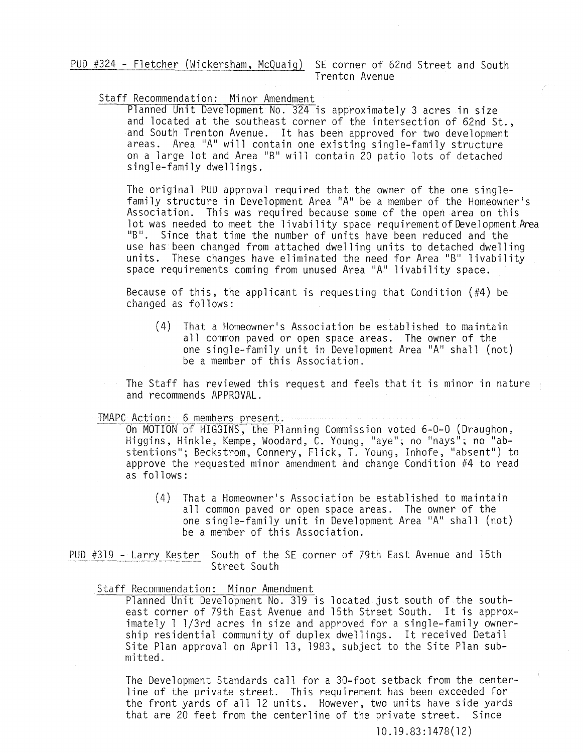PUD #324 - Fletcher (Wickersham, McQuaig) SE corner of 62nd Street and South Trenton Avenue

Staff Recommendation: Minor Amendment

Planned Unit Development No. 324 is approximately 3 acres in size and located at the southeast corner of the intersection of 62nd St., and South Trenton Avenue. It has been approved for two development areas. Area "A" will contain one existing single-family structure on a large lot and Area "B" will contain 20 patio lots of detached single-family dwellings.

The original PUD approval required that the owner of the one single-family structure in Development Area "A" be a member of the Homeowner's Association. This was required because some of the open area on this lot was needed to meet the livability space requirement of Development Area "B". Since that time the number of units have been reduced and the use has been changed from attached dwelling units to detached dwelling units. These changes have eliminated the need for Area "B" livability space requirements coming from unused Area "A" livability space.

Because of this, the applicant is requesting that Condition (#4) be changed as follows:

(4) That a Homeowner's Association be established to maintain all common paved or open space areas. The owner of the one single-family unit in Development Area "A" shall (not) be a member of this Association.

The Staff has reviewed this request and feels that it is minor in nature and recommends APPROVAL.

TMAPC Action: 6 members present.

On MOTION of HIGGINS, the Planning Commission voted 6-0-0 (Draughon, Higgins, Hinkle, Kempe, Woodard, C. Young, "aye"; no "nays"; no "abstentions"; Beckstrom, Connery, Flick, T. Young, Inhofe, "absent") to approve the requested minor amendment and change Condition #4 to read as follows:

(4) That a Homeowner's Association be established to maintain all common paved or open space areas. The owner of the one single-family unit in Development Area "A" shall (not) be a member of this Association.

PUD #319 - Larry Kester South of the SE corner of 79th East Avenue and 15th Street South

Staff Recommendation: Minor Amendment

Planned Unit Development No. 319 is located just south of the southeast corner of 79th East Avenue and 15th Street South. It is approximately 1 1/3rd acres in size and approved for a single-family ownership residential community of duplex dwellings. It received Detail Site Plan approval on April 13, 1983, subject to the Site Plan submitted.

The Development Standards call for a 30-foot setback from the centerline of the private street. This requirement has been exceeded for the front yards of all 12 units. However, two units have side yards that are 20 feet from the centerline of the private street. Since

10.19.83:1478(12)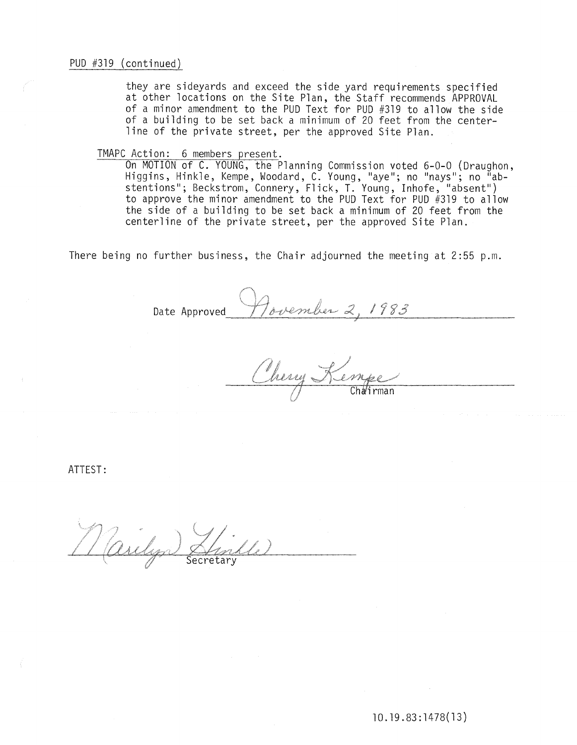PUD #319 (continued)

they are sideyards and exceed the side yard requirements specified at other locations on the Site Plan, the Staff recommends APPROVAL of a minor amendment to the PUD Text for PUD #319 to allow the side of a building to be set back a minimum of 20 feet from the centerline of the private street, per the approved Site Plan.

TMAPC Action: 6 members present.

On MOTION of C. YOUNG, the Planning Commission voted 6-0-0 (Draughon, Higgins, Hinkle, Kempe, Woodard, C. Young, "aye"; no "nays"; no "abstentions"; Beckstrom, Connery, Flick, T. Young, Inhofe, "absent") to approve the minor amendment to the PUD Text for PUD #319 to allow the side of a building to be set back a minimum of 20 feet from the centerline of the private street, per the approved Site Plan.

There being no further business, the Chair adjourned the meeting at 2:55 p.m.

Date Approved November 2, 1983

Cherry Kempe
Chairman

ATTEST:

Marilyn Hinkle
Secretary

10.19.83:1478(13)